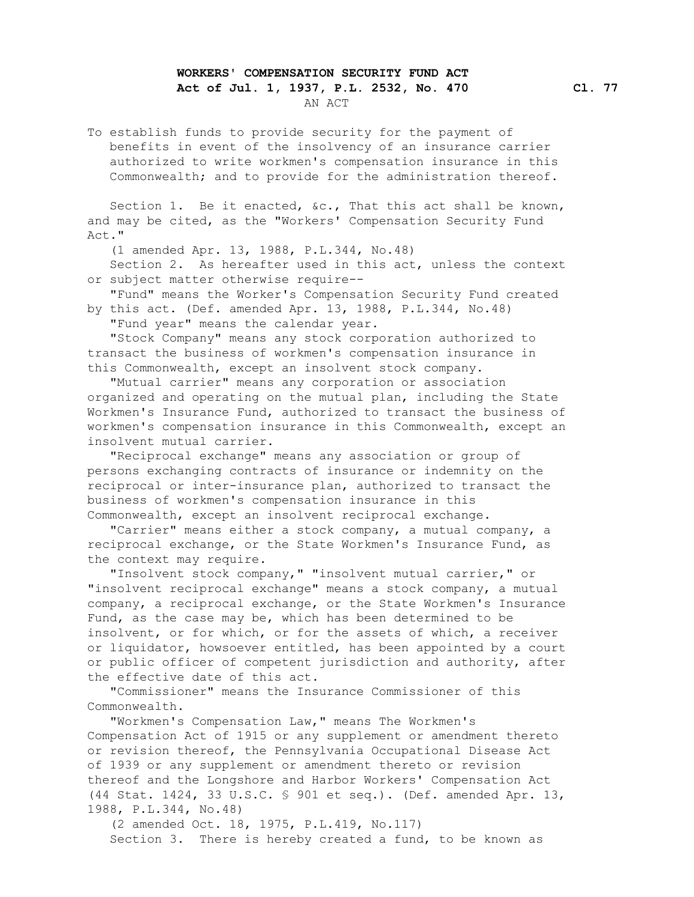# WORKERS' COMPENSATION SECURITY FUND ACT

**Act of Jul. 1, 1937, P.L. 2532, No. 470** **Cl. 77**

AN ACT

To establish funds to provide security for the payment of benefits in event of the insolvency of an insurance carrier authorized to write workmen's compensation insurance in this Commonwealth; and to provide for the administration thereof.

Section 1. Be it enacted, &c., That this act shall be known, and may be cited, as the "Workers' Compensation Security Fund Act."

(1 amended Apr. 13, 1988, P.L.344, No.48)

Section 2. As hereafter used in this act, unless the context or subject matter otherwise require--

"Fund" means the Worker's Compensation Security Fund created by this act. (Def. amended Apr. 13, 1988, P.L.344, No.48)

"Fund year" means the calendar year.

"Stock Company" means any stock corporation authorized to transact the business of workmen's compensation insurance in this Commonwealth, except an insolvent stock company.

"Mutual carrier" means any corporation or association organized and operating on the mutual plan, including the State Workmen's Insurance Fund, authorized to transact the business of workmen's compensation insurance in this Commonwealth, except an insolvent mutual carrier.

"Reciprocal exchange" means any association or group of persons exchanging contracts of insurance or indemnity on the reciprocal or inter-insurance plan, authorized to transact the business of workmen's compensation insurance in this Commonwealth, except an insolvent reciprocal exchange.

"Carrier" means either a stock company, a mutual company, a reciprocal exchange, or the State Workmen's Insurance Fund, as the context may require.

"Insolvent stock company," "insolvent mutual carrier," or "insolvent reciprocal exchange" means a stock company, a mutual company, a reciprocal exchange, or the State Workmen's Insurance Fund, as the case may be, which has been determined to be insolvent, or for which, or for the assets of which, a receiver or liquidator, howsoever entitled, has been appointed by a court or public officer of competent jurisdiction and authority, after the effective date of this act.

"Commissioner" means the Insurance Commissioner of this Commonwealth.

"Workmen's Compensation Law," means The Workmen's Compensation Act of 1915 or any supplement or amendment thereto or revision thereof, the Pennsylvania Occupational Disease Act of 1939 or any supplement or amendment thereto or revision thereof and the Longshore and Harbor Workers' Compensation Act (44 Stat. 1424, 33 U.S.C. § 901 et seq.). (Def. amended Apr. 13, 1988, P.L.344, No.48)

(2 amended Oct. 18, 1975, P.L.419, No.117)

Section 3. There is hereby created a fund, to be known as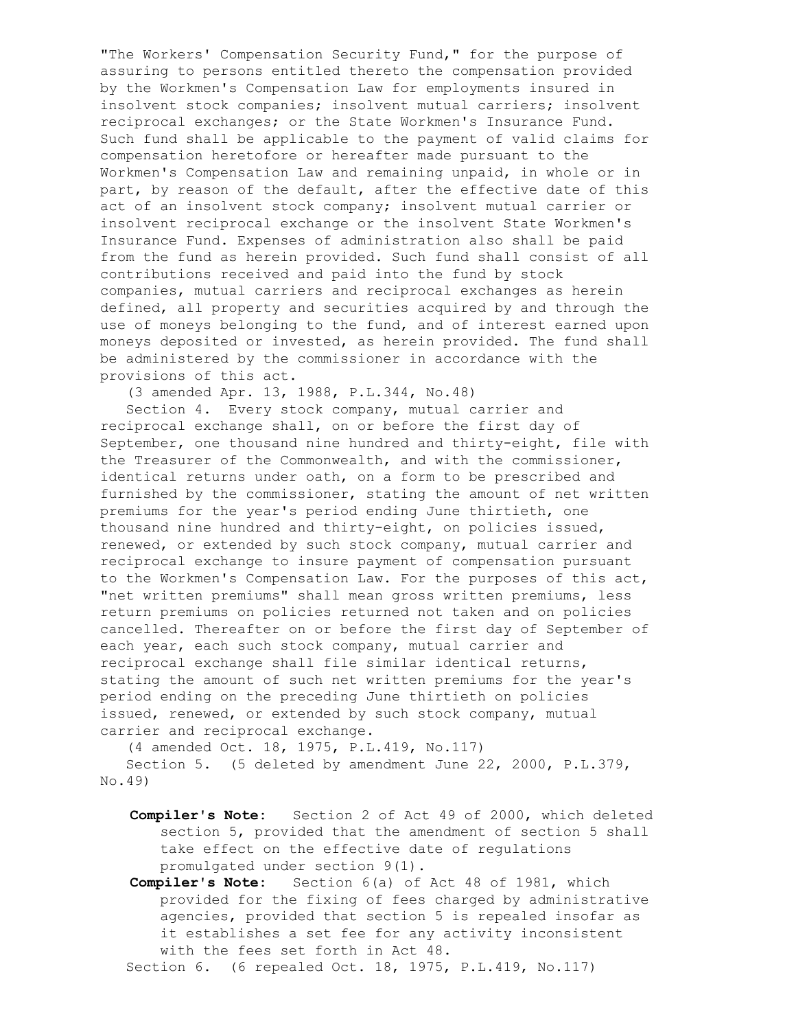"The Workers' Compensation Security Fund," for the purpose of assuring to persons entitled thereto the compensation provided by the Workmen's Compensation Law for employments insured in insolvent stock companies; insolvent mutual carriers; insolvent reciprocal exchanges; or the State Workmen's Insurance Fund. Such fund shall be applicable to the payment of valid claims for compensation heretofore or hereafter made pursuant to the Workmen's Compensation Law and remaining unpaid, in whole or in part, by reason of the default, after the effective date of this act of an insolvent stock company; insolvent mutual carrier or insolvent reciprocal exchange or the insolvent State Workmen's Insurance Fund. Expenses of administration also shall be paid from the fund as herein provided. Such fund shall consist of all contributions received and paid into the fund by stock companies, mutual carriers and reciprocal exchanges as herein defined, all property and securities acquired by and through the use of moneys belonging to the fund, and of interest earned upon moneys deposited or invested, as herein provided. The fund shall be administered by the commissioner in accordance with the provisions of this act.

(3 amended Apr. 13, 1988, P.L.344, No.48)

Section 4. Every stock company, mutual carrier and reciprocal exchange shall, on or before the first day of September, one thousand nine hundred and thirty-eight, file with the Treasurer of the Commonwealth, and with the commissioner, identical returns under oath, on a form to be prescribed and furnished by the commissioner, stating the amount of net written premiums for the year's period ending June thirtieth, one thousand nine hundred and thirty-eight, on policies issued, renewed, or extended by such stock company, mutual carrier and reciprocal exchange to insure payment of compensation pursuant to the Workmen's Compensation Law. For the purposes of this act, "net written premiums" shall mean gross written premiums, less return premiums on policies returned not taken and on policies cancelled. Thereafter on or before the first day of September of each year, each such stock company, mutual carrier and reciprocal exchange shall file similar identical returns, stating the amount of such net written premiums for the year's period ending on the preceding June thirtieth on policies issued, renewed, or extended by such stock company, mutual carrier and reciprocal exchange.

(4 amended Oct. 18, 1975, P.L.419, No.117)

Section 5. (5 deleted by amendment June 22, 2000, P.L.379, No.49)

**Compiler's Note:** Section 2 of Act 49 of 2000, which deleted section 5, provided that the amendment of section 5 shall take effect on the effective date of regulations promulgated under section 9(1).

**Compiler's Note:** Section 6(a) of Act 48 of 1981, which provided for the fixing of fees charged by administrative agencies, provided that section 5 is repealed insofar as it establishes a set fee for any activity inconsistent with the fees set forth in Act 48.

Section 6. (6 repealed Oct. 18, 1975, P.L.419, No.117)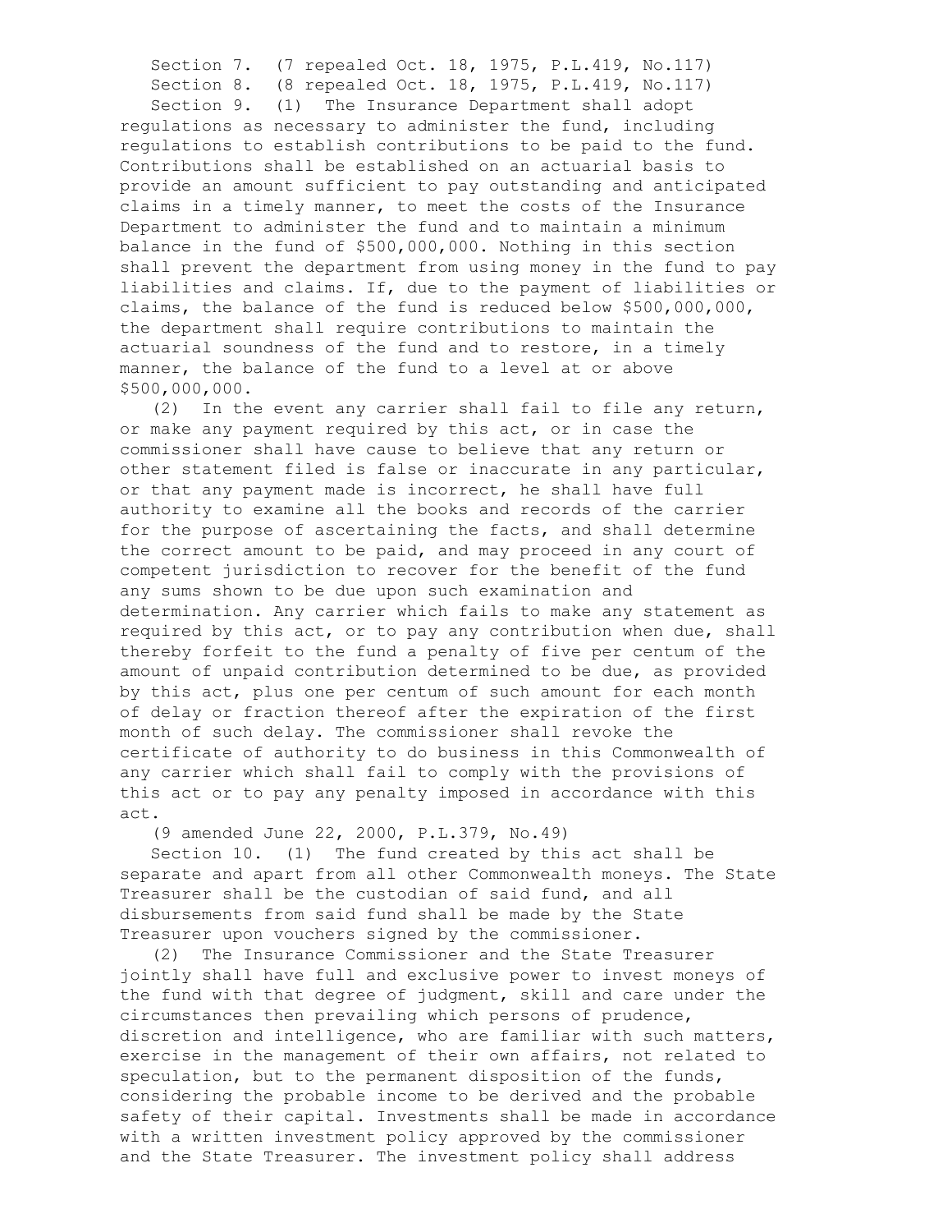Section 7. (7 repealed Oct. 18, 1975, P.L.419, No.117)

Section 8. (8 repealed Oct. 18, 1975, P.L.419, No.117)

Section 9. (1) The Insurance Department shall adopt regulations as necessary to administer the fund, including regulations to establish contributions to be paid to the fund. Contributions shall be established on an actuarial basis to provide an amount sufficient to pay outstanding and anticipated claims in a timely manner, to meet the costs of the Insurance Department to administer the fund and to maintain a minimum balance in the fund of $500,000,000. Nothing in this section shall prevent the department from using money in the fund to pay liabilities and claims. If, due to the payment of liabilities or claims, the balance of the fund is reduced below $500,000,000, the department shall require contributions to maintain the actuarial soundness of the fund and to restore, in a timely manner, the balance of the fund to a level at or above $500,000,000.

(2) In the event any carrier shall fail to file any return, or make any payment required by this act, or in case the commissioner shall have cause to believe that any return or other statement filed is false or inaccurate in any particular, or that any payment made is incorrect, he shall have full authority to examine all the books and records of the carrier for the purpose of ascertaining the facts, and shall determine the correct amount to be paid, and may proceed in any court of competent jurisdiction to recover for the benefit of the fund any sums shown to be due upon such examination and determination. Any carrier which fails to make any statement as required by this act, or to pay any contribution when due, shall thereby forfeit to the fund a penalty of five per centum of the amount of unpaid contribution determined to be due, as provided by this act, plus one per centum of such amount for each month of delay or fraction thereof after the expiration of the first month of such delay. The commissioner shall revoke the certificate of authority to do business in this Commonwealth of any carrier which shall fail to comply with the provisions of this act or to pay any penalty imposed in accordance with this act.

(9 amended June 22, 2000, P.L.379, No.49)

Section 10. (1) The fund created by this act shall be separate and apart from all other Commonwealth moneys. The State Treasurer shall be the custodian of said fund, and all disbursements from said fund shall be made by the State Treasurer upon vouchers signed by the commissioner.

(2) The Insurance Commissioner and the State Treasurer jointly shall have full and exclusive power to invest moneys of the fund with that degree of judgment, skill and care under the circumstances then prevailing which persons of prudence, discretion and intelligence, who are familiar with such matters, exercise in the management of their own affairs, not related to speculation, but to the permanent disposition of the funds, considering the probable income to be derived and the probable safety of their capital. Investments shall be made in accordance with a written investment policy approved by the commissioner and the State Treasurer. The investment policy shall address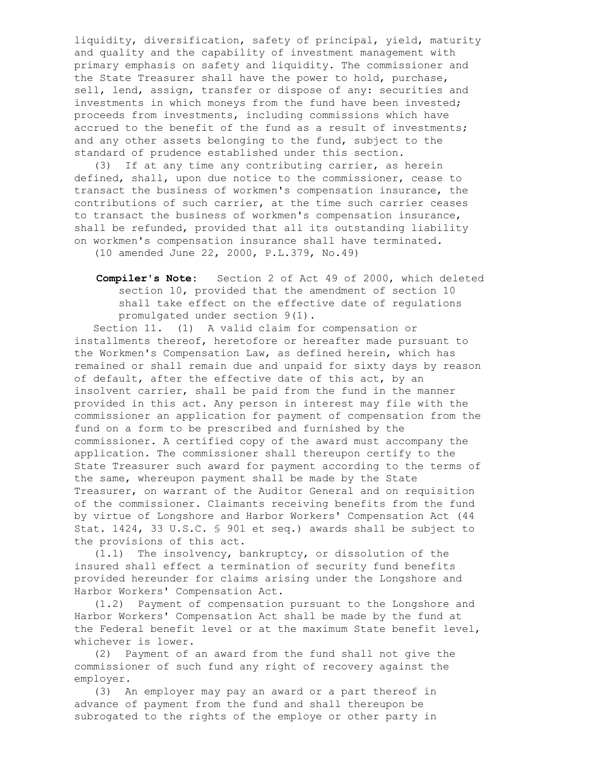liquidity, diversification, safety of principal, yield, maturity and quality and the capability of investment management with primary emphasis on safety and liquidity. The commissioner and the State Treasurer shall have the power to hold, purchase, sell, lend, assign, transfer or dispose of any: securities and investments in which moneys from the fund have been invested; proceeds from investments, including commissions which have accrued to the benefit of the fund as a result of investments; and any other assets belonging to the fund, subject to the standard of prudence established under this section.

(3) If at any time any contributing carrier, as herein defined, shall, upon due notice to the commissioner, cease to transact the business of workmen's compensation insurance, the contributions of such carrier, at the time such carrier ceases to transact the business of workmen's compensation insurance, shall be refunded, provided that all its outstanding liability on workmen's compensation insurance shall have terminated.

(10 amended June 22, 2000, P.L.379, No.49)

**Compiler's Note:** Section 2 of Act 49 of 2000, which deleted section 10, provided that the amendment of section 10 shall take effect on the effective date of regulations promulgated under section 9(1).

Section 11. (1) A valid claim for compensation or installments thereof, heretofore or hereafter made pursuant to the Workmen's Compensation Law, as defined herein, which has remained or shall remain due and unpaid for sixty days by reason of default, after the effective date of this act, by an insolvent carrier, shall be paid from the fund in the manner provided in this act. Any person in interest may file with the commissioner an application for payment of compensation from the fund on a form to be prescribed and furnished by the commissioner. A certified copy of the award must accompany the application. The commissioner shall thereupon certify to the State Treasurer such award for payment according to the terms of the same, whereupon payment shall be made by the State Treasurer, on warrant of the Auditor General and on requisition of the commissioner. Claimants receiving benefits from the fund by virtue of Longshore and Harbor Workers' Compensation Act (44 Stat. 1424, 33 U.S.C. § 901 et seq.) awards shall be subject to the provisions of this act.

(1.1) The insolvency, bankruptcy, or dissolution of the insured shall effect a termination of security fund benefits provided hereunder for claims arising under the Longshore and Harbor Workers' Compensation Act.

(1.2) Payment of compensation pursuant to the Longshore and Harbor Workers' Compensation Act shall be made by the fund at the Federal benefit level or at the maximum State benefit level, whichever is lower.

(2) Payment of an award from the fund shall not give the commissioner of such fund any right of recovery against the employer.

(3) An employer may pay an award or a part thereof in advance of payment from the fund and shall thereupon be subrogated to the rights of the employe or other party in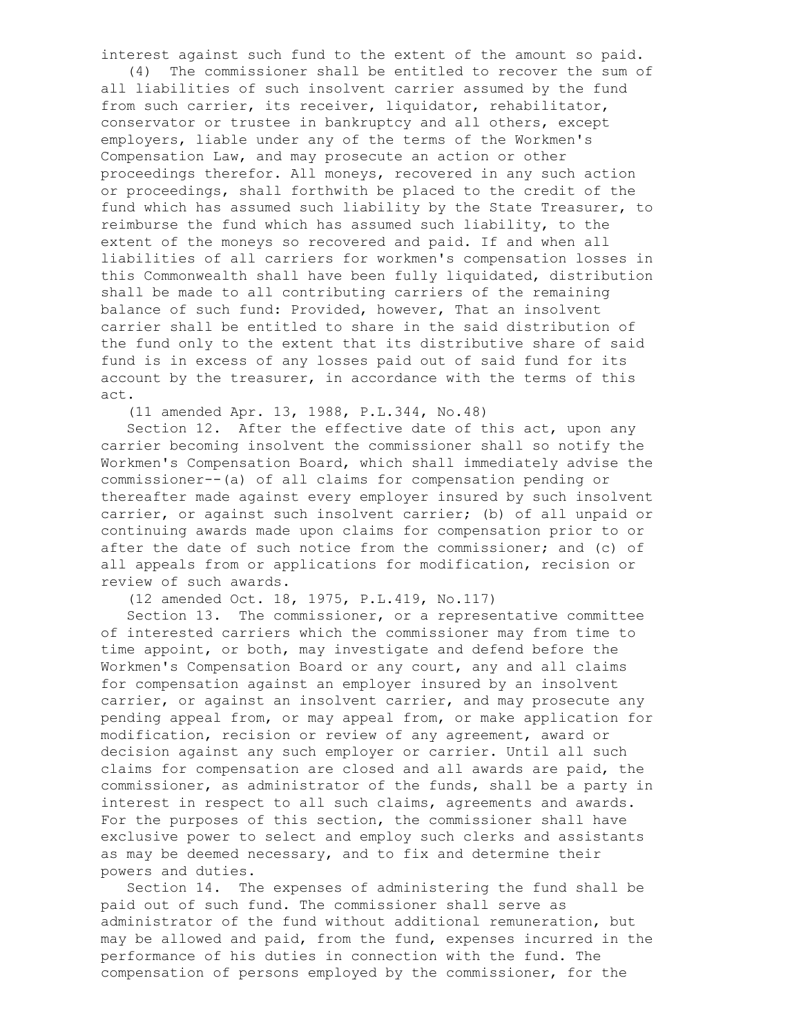interest against such fund to the extent of the amount so paid.

(4) The commissioner shall be entitled to recover the sum of all liabilities of such insolvent carrier assumed by the fund from such carrier, its receiver, liquidator, rehabilitator, conservator or trustee in bankruptcy and all others, except employers, liable under any of the terms of the Workmen's Compensation Law, and may prosecute an action or other proceedings therefor. All moneys, recovered in any such action or proceedings, shall forthwith be placed to the credit of the fund which has assumed such liability by the State Treasurer, to reimburse the fund which has assumed such liability, to the extent of the moneys so recovered and paid. If and when all liabilities of all carriers for workmen's compensation losses in this Commonwealth shall have been fully liquidated, distribution shall be made to all contributing carriers of the remaining balance of such fund: Provided, however, That an insolvent carrier shall be entitled to share in the said distribution of the fund only to the extent that its distributive share of said fund is in excess of any losses paid out of said fund for its account by the treasurer, in accordance with the terms of this act.

(11 amended Apr. 13, 1988, P.L.344, No.48)

Section 12. After the effective date of this act, upon any carrier becoming insolvent the commissioner shall so notify the Workmen's Compensation Board, which shall immediately advise the commissioner--(a) of all claims for compensation pending or thereafter made against every employer insured by such insolvent carrier, or against such insolvent carrier; (b) of all unpaid or continuing awards made upon claims for compensation prior to or after the date of such notice from the commissioner; and (c) of all appeals from or applications for modification, recision or review of such awards.

(12 amended Oct. 18, 1975, P.L.419, No.117)

Section 13. The commissioner, or a representative committee of interested carriers which the commissioner may from time to time appoint, or both, may investigate and defend before the Workmen's Compensation Board or any court, any and all claims for compensation against an employer insured by an insolvent carrier, or against an insolvent carrier, and may prosecute any pending appeal from, or may appeal from, or make application for modification, recision or review of any agreement, award or decision against any such employer or carrier. Until all such claims for compensation are closed and all awards are paid, the commissioner, as administrator of the funds, shall be a party in interest in respect to all such claims, agreements and awards. For the purposes of this section, the commissioner shall have exclusive power to select and employ such clerks and assistants as may be deemed necessary, and to fix and determine their powers and duties.

Section 14. The expenses of administering the fund shall be paid out of such fund. The commissioner shall serve as administrator of the fund without additional remuneration, but may be allowed and paid, from the fund, expenses incurred in the performance of his duties in connection with the fund. The compensation of persons employed by the commissioner, for the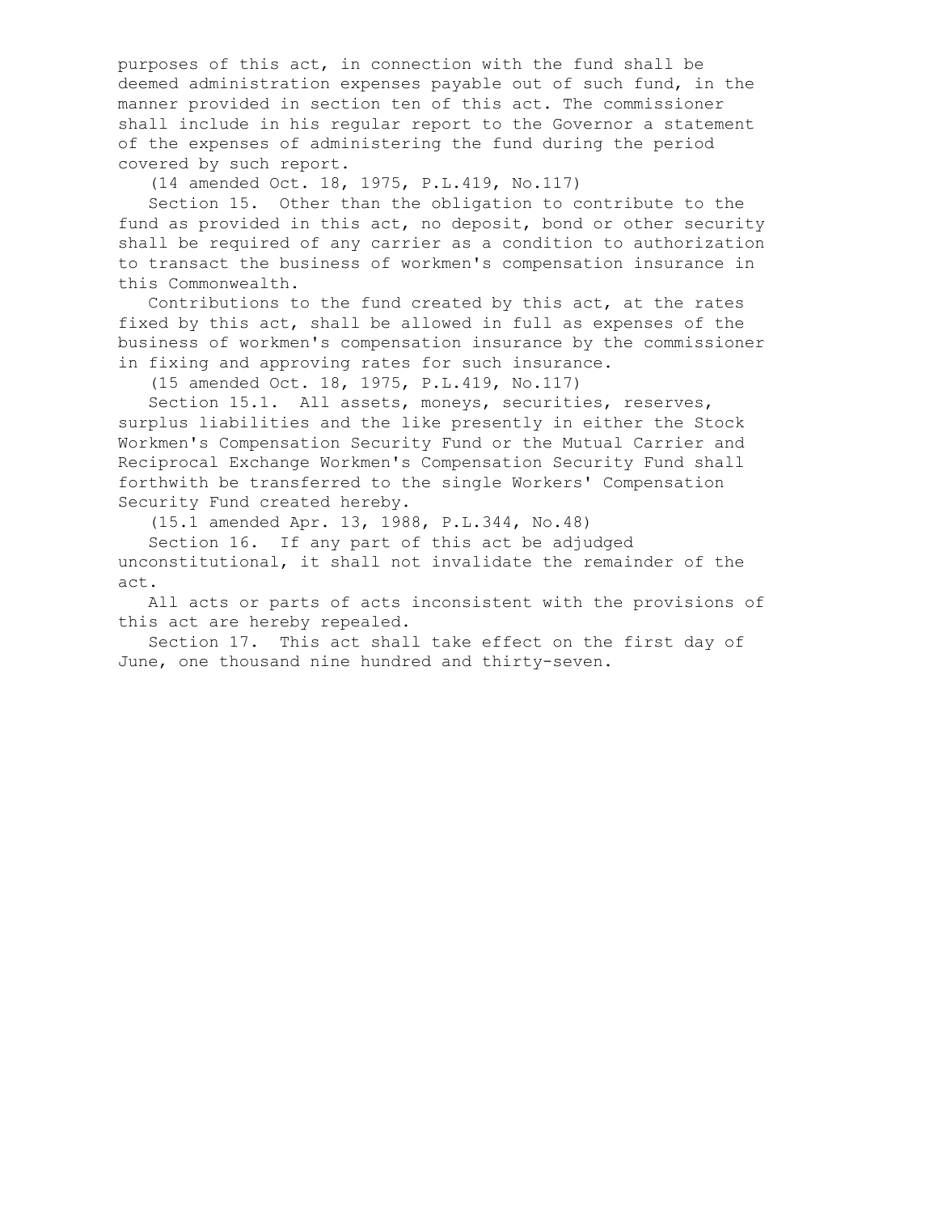purposes of this act, in connection with the fund shall be deemed administration expenses payable out of such fund, in the manner provided in section ten of this act. The commissioner shall include in his regular report to the Governor a statement of the expenses of administering the fund during the period covered by such report.

(14 amended Oct. 18, 1975, P.L.419, No.117)

Section 15. Other than the obligation to contribute to the fund as provided in this act, no deposit, bond or other security shall be required of any carrier as a condition to authorization to transact the business of workmen's compensation insurance in this Commonwealth.

Contributions to the fund created by this act, at the rates fixed by this act, shall be allowed in full as expenses of the business of workmen's compensation insurance by the commissioner in fixing and approving rates for such insurance.

(15 amended Oct. 18, 1975, P.L.419, No.117)

Section 15.1. All assets, moneys, securities, reserves, surplus liabilities and the like presently in either the Stock Workmen's Compensation Security Fund or the Mutual Carrier and Reciprocal Exchange Workmen's Compensation Security Fund shall forthwith be transferred to the single Workers' Compensation Security Fund created hereby.

(15.1 amended Apr. 13, 1988, P.L.344, No.48)

Section 16. If any part of this act be adjudged unconstitutional, it shall not invalidate the remainder of the act.

All acts or parts of acts inconsistent with the provisions of this act are hereby repealed.

Section 17. This act shall take effect on the first day of June, one thousand nine hundred and thirty-seven.